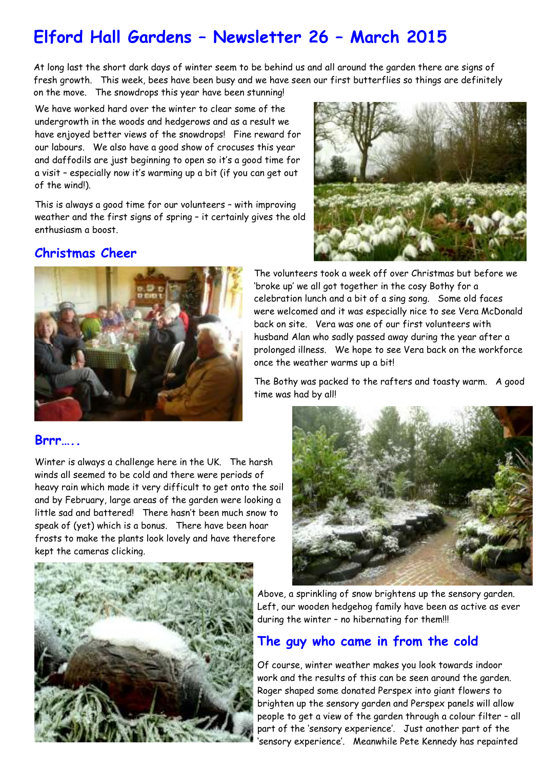# Elford Hall Gardens – Newsletter 26 – March 2015

At long last the short dark days of winter seem to be behind us and all around the garden there are signs of fresh growth. This week, bees have been busy and we have seen our first butterflies so things are definitely on the move. The snowdrops this year have been stunning!

We have worked hard over the winter to clear some of the undergrowth in the woods and hedgerows and as a result we have enjoyed better views of the snowdrops! Fine reward for our labours. We also have a good show of crocuses this year and daffodils are just beginning to open so it's a good time for a visit – especially now it's warming up a bit (if you can get out of the wind!).

This is always a good time for our volunteers – with improving weather and the first signs of spring – it certainly gives the old enthusiasm a boost.

## Christmas Cheer

The volunteers took a week off over Christmas but before we 'broke up' we all got together in the cosy Bothy for a celebration lunch and a bit of a sing song. Some old faces were welcomed and it was especially nice to see Vera McDonald back on site. Vera was one of our first volunteers with husband Alan who sadly passed away during the year after a prolonged illness. We hope to see Vera back on the workforce once the weather warms up a bit!

The Bothy was packed to the rafters and toasty warm. A good time was had by all!

## Brrr…..

Winter is always a challenge here in the UK. The harsh winds all seemed to be cold and there were periods of heavy rain which made it very difficult to get onto the soil and by February, large areas of the garden were looking a little sad and battered! There hasn't been much snow to speak of (yet) which is a bonus. There have been hoar frosts to make the plants look lovely and have therefore kept the cameras clicking.

Above, a sprinkling of snow brightens up the sensory garden. Left, our wooden hedgehog family have been as active as ever during the winter – no hibernating for them!!!

## The guy who came in from the cold

Of course, winter weather makes you look towards indoor work and the results of this can be seen around the garden. Roger shaped some donated Perspex into giant flowers to brighten up the sensory garden and Perspex panels will allow people to get a view of the garden through a colour filter – all part of the 'sensory experience'. Just another part of the 'sensory experience'. Meanwhile Pete Kennedy has repainted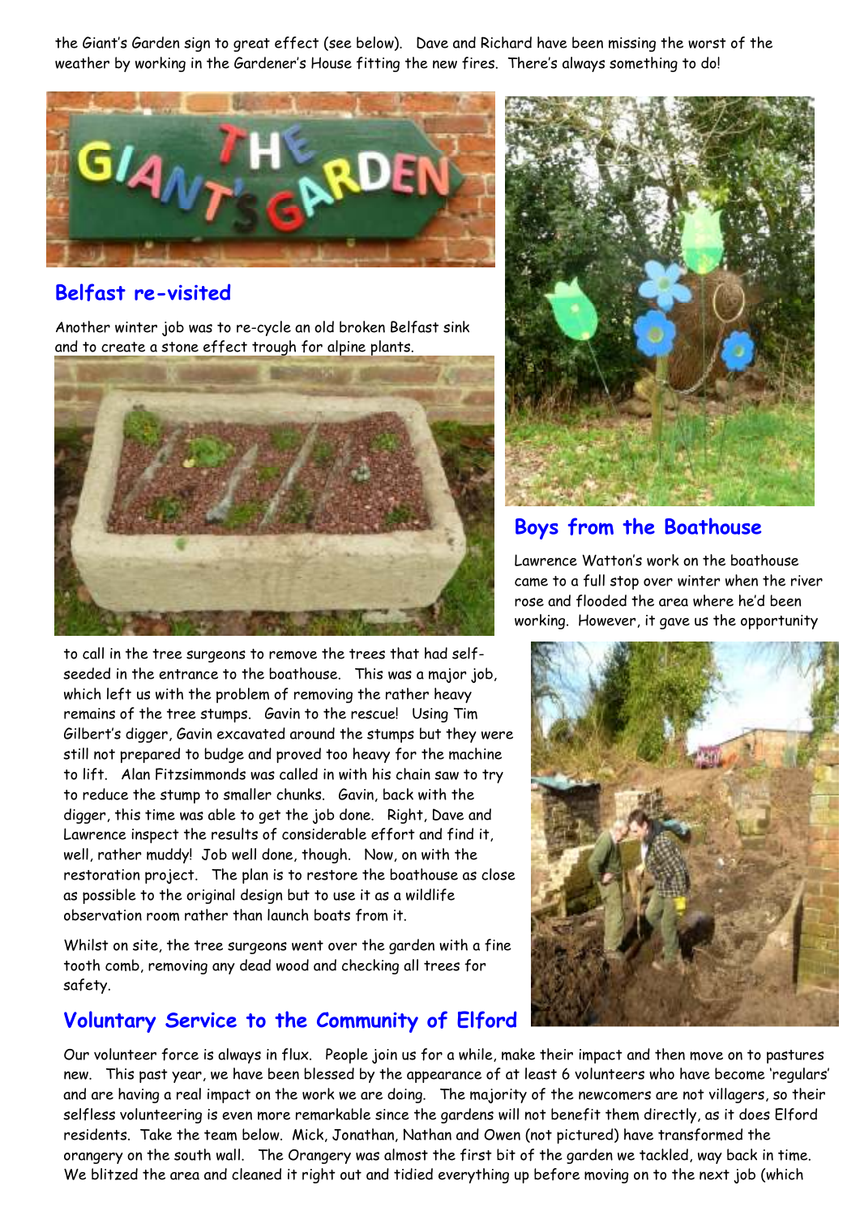the Giant's Garden sign to great effect (see below). Dave and Richard have been missing the worst of the weather by working in the Gardener's House fitting the new fires. There's always something to do!

## Belfast re-visited

Another winter job was to re-cycle an old broken Belfast sink and to create a stone effect trough for alpine plants.

## Boys from the Boathouse

Lawrence Watton's work on the boathouse came to a full stop over winter when the river rose and flooded the area where he'd been working. However, it gave us the opportunity to call in the tree surgeons to remove the trees that had self-seeded in the entrance to the boathouse. This was a major job, which left us with the problem of removing the rather heavy remains of the tree stumps. Gavin to the rescue! Using Tim Gilbert's digger, Gavin excavated around the stumps but they were still not prepared to budge and proved too heavy for the machine to lift. Alan Fitzsimmonds was called in with his chain saw to try to reduce the stump to smaller chunks. Gavin, back with the digger, this time was able to get the job done. Right, Dave and Lawrence inspect the results of considerable effort and find it, well, rather muddy! Job well done, though. Now, on with the restoration project. The plan is to restore the boathouse as close as possible to the original design but to use it as a wildlife observation room rather than launch boats from it.

Whilst on site, the tree surgeons went over the garden with a fine tooth comb, removing any dead wood and checking all trees for safety.

## Voluntary Service to the Community of Elford

Our volunteer force is always in flux. People join us for a while, make their impact and then move on to pastures new. This past year, we have been blessed by the appearance of at least 6 volunteers who have become 'regulars' and are having a real impact on the work we are doing. The majority of the newcomers are not villagers, so their selfless volunteering is even more remarkable since the gardens will not benefit them directly, as it does Elford residents. Take the team below. Mick, Jonathan, Nathan and Owen (not pictured) have transformed the orangery on the south wall. The Orangery was almost the first bit of the garden we tackled, way back in time. We blitzed the area and cleaned it right out and tidied everything up before moving on to the next job (which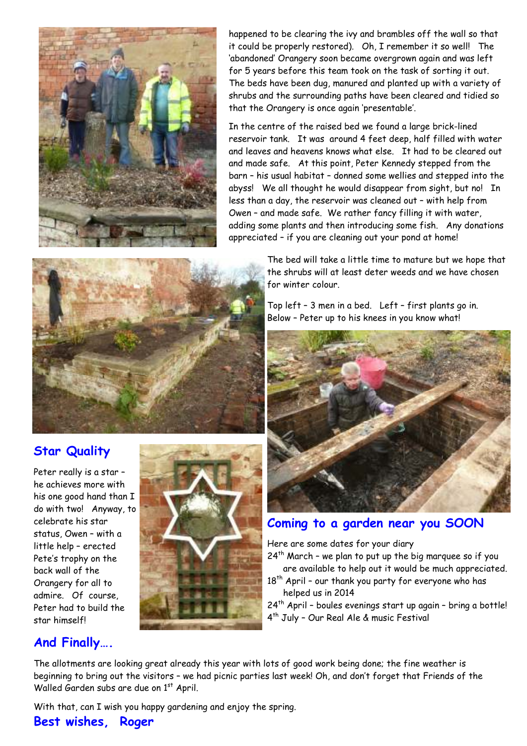happened to be clearing the ivy and brambles off the wall so that it could be properly restored). Oh, I remember it so well! The 'abandoned' Orangery soon became overgrown again and was left for 5 years before this team took on the task of sorting it out. The beds have been dug, manured and planted up with a variety of shrubs and the surrounding paths have been cleared and tidied so that the Orangery is once again 'presentable'.

In the centre of the raised bed we found a large brick-lined reservoir tank. It was around 4 feet deep, half filled with water and leaves and heavens knows what else. It had to be cleared out and made safe. At this point, Peter Kennedy stepped from the barn – his usual habitat – donned some wellies and stepped into the abyss! We all thought he would disappear from sight, but no! In less than a day, the reservoir was cleaned out – with help from Owen – and made safe. We rather fancy filling it with water, adding some plants and then introducing some fish. Any donations appreciated – if you are cleaning out your pond at home!

The bed will take a little time to mature but we hope that the shrubs will at least deter weeds and we have chosen for winter colour.

Top left – 3 men in a bed. Left – first plants go in. Below – Peter up to his knees in you know what!

## Star Quality

Peter really is a star – he achieves more with his one good hand than I do with two! Anyway, to celebrate his star status, Owen – with a little help – erected Pete's trophy on the back wall of the Orangery for all to admire. Of course, Peter had to build the star himself!

## Coming to a garden near you SOON

Here are some dates for your diary

24th March – we plan to put up the big marquee so if you are available to help out it would be much appreciated.

18th April – our thank you party for everyone who has helped us in 2014

24th April – boules evenings start up again – bring a bottle!

4th July – Our Real Ale & music Festival

## And Finally….

The allotments are looking great already this year with lots of good work being done; the fine weather is beginning to bring out the visitors – we had picnic parties last week! Oh, and don't forget that Friends of the Walled Garden subs are due on 1st April.

With that, can I wish you happy gardening and enjoy the spring.

**Best wishes, Roger**